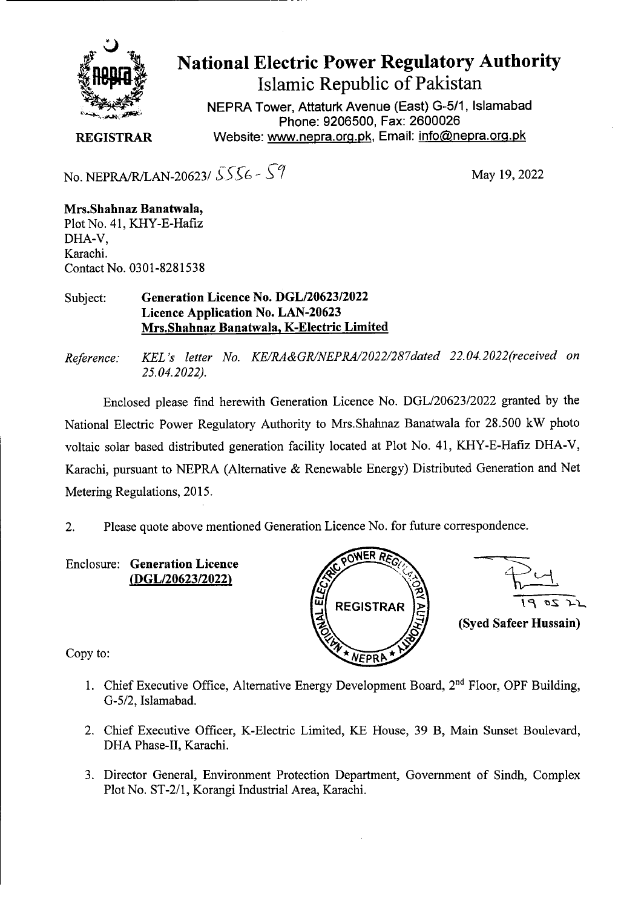# National Electric Power Regulatory Authority

## Islamic Republic of Pakistan

NEPRA Tower, Attaturk Avenue (East) G-5/1, Islamabad
Phone: 9206500, Fax: 2600026
Website: www.nepra.org.pk, Email: info@nepra.org.pk

**REGISTRAR**

No. NEPRA/R/LAN-20623/ 5556 - 59

May 19, 2022

**Mrs.Shahnaz Banatwala,**
Plot No. 41, KHY-E-Hafiz
DHA-V,
Karachi.
Contact No. 0301-8281538

Subject: **Generation Licence No. DGL/20623/2022**
**Licence Application No. LAN-20623**
**Mrs.Shahnaz Banatwala, K-Electric Limited**

*Reference: KEL's letter No. KE/RA&GR/NEPRA/2022/287dated 22.04.2022(received on 25.04.2022).*

Enclosed please find herewith Generation Licence No. DGL/20623/2022 granted by the National Electric Power Regulatory Authority to Mrs.Shahnaz Banatwala for 28.500 kW photo voltaic solar based distributed generation facility located at Plot No. 41, KHY-E-Hafiz DHA-V, Karachi, pursuant to NEPRA (Alternative & Renewable Energy) Distributed Generation and Net Metering Regulations, 2015.

2. Please quote above mentioned Generation Licence No. for future correspondence.

Enclosure: **Generation Licence**
**(DGL/20623/2022)**

19 05 22

**(Syed Safeer Hussain)**

Copy to:

1. Chief Executive Office, Alternative Energy Development Board, 2nd Floor, OPF Building, G-5/2, Islamabad.
2. Chief Executive Officer, K-Electric Limited, KE House, 39 B, Main Sunset Boulevard, DHA Phase-II, Karachi.
3. Director General, Environment Protection Department, Government of Sindh, Complex Plot No. ST-2/1, Korangi Industrial Area, Karachi.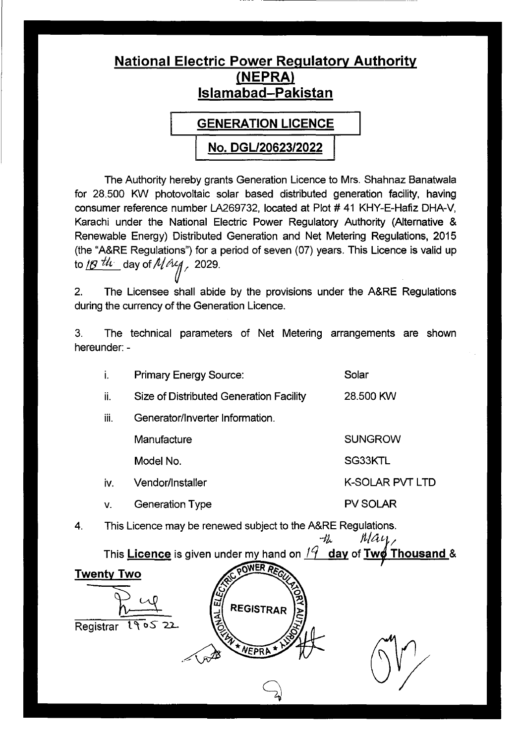# National Electric Power Regulatory Authority (NEPRA) Islamabad–Pakistan

## GENERATION LICENCE

## No. DGL/20623/2022

The Authority hereby grants Generation Licence to Mrs. Shahnaz Banatwala for 28.500 KW photovoltaic solar based distributed generation facility, having consumer reference number LA269732, located at Plot # 41 KHY-E-Hafiz DHA-V, Karachi under the National Electric Power Regulatory Authority (Alternative & Renewable Energy) Distributed Generation and Net Metering Regulations, 2015 (the "A&RE Regulations") for a period of seven (07) years. This Licence is valid up to 18th day of May, 2029.

2. The Licensee shall abide by the provisions under the A&RE Regulations during the currency of the Generation Licence.

3. The technical parameters of Net Metering arrangements are shown hereunder: -

| | | |
|---|---|---|
| i. | Primary Energy Source: | Solar |
| ii. | Size of Distributed Generation Facility | 28.500 KW |
| iii. | Generator/Inverter Information. | |
| | Manufacture | SUNGROW |
| | Model No. | SG33KTL |
| iv. | Vendor/Installer | K-SOLAR PVT LTD |
| v. | Generation Type | PV SOLAR |

4. This Licence may be renewed subject to the A&RE Regulations.

This **Licence** is given under my hand on 19th **day** of May, **Two Thousand** & **Twenty Two**

Registrar 19 05 22

REGISTRAR
NATIONAL ELECTRIC POWER REGULATORY AUTHORITY
NEPRA